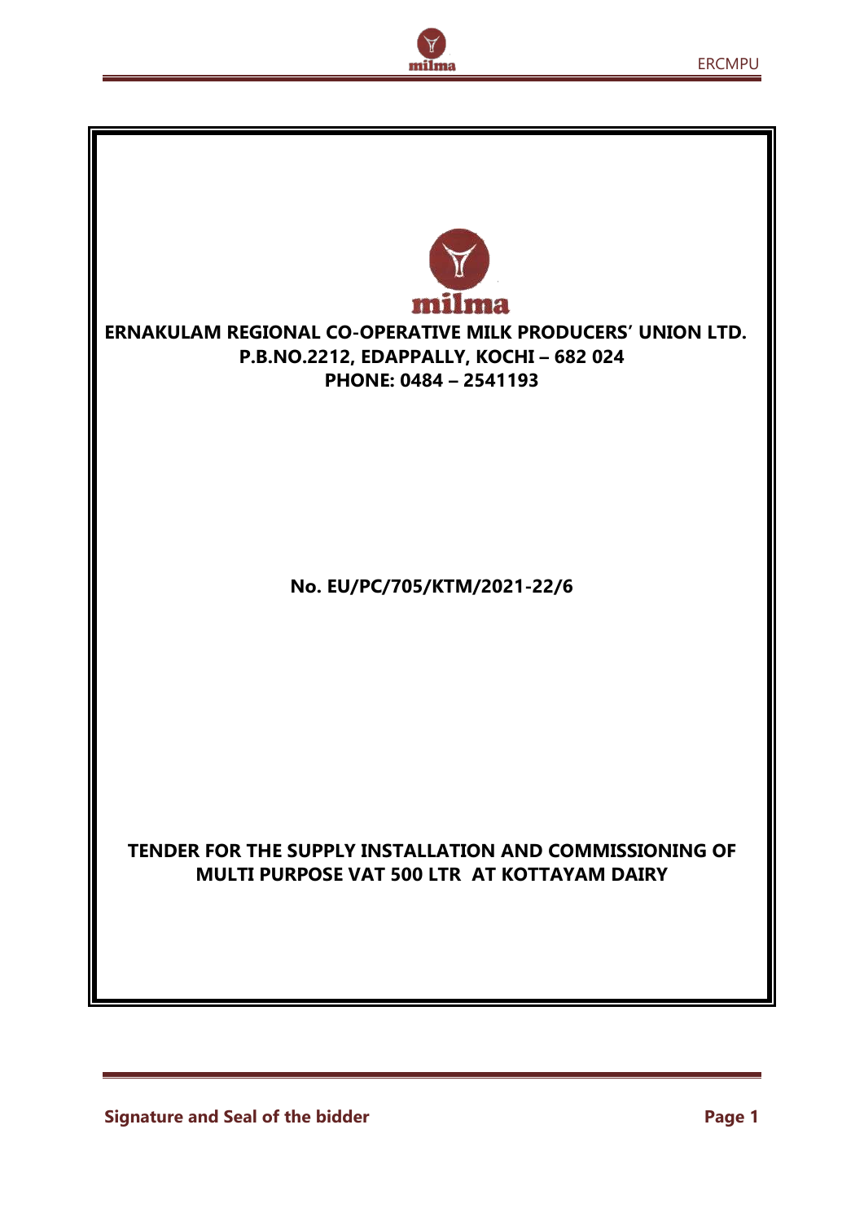milma

# ERNAKULAM REGIONAL CO-OPERATIVE MILK PRODUCERS' UNION LTD.

**P.B.NO.2212, EDAPPALLY, KOCHI – 682 024**

**PHONE: 0484 – 2541193**

**No. EU/PC/705/KTM/2021-22/6**

## TENDER FOR THE SUPPLY INSTALLATION AND COMMISSIONING OF MULTI PURPOSE VAT 500 LTR AT KOTTAYAM DAIRY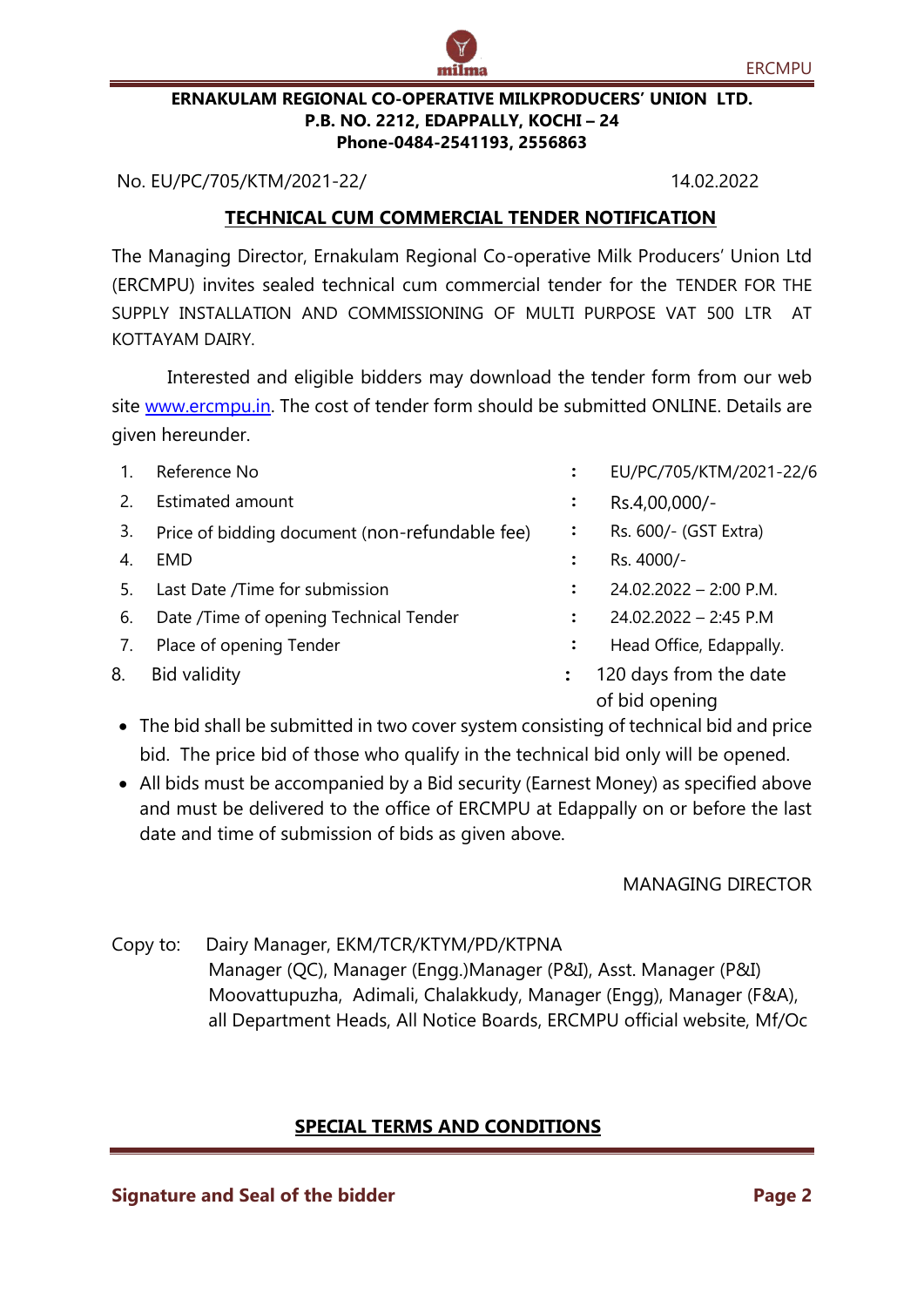**ERNAKULAM REGIONAL CO-OPERATIVE MILKPRODUCERS' UNION LTD.**
**P.B. NO. 2212, EDAPPALLY, KOCHI – 24**
**Phone-0484-2541193, 2556863**

No. EU/PC/705/KTM/2021-22/ 14.02.2022

## TECHNICAL CUM COMMERCIAL TENDER NOTIFICATION

The Managing Director, Ernakulam Regional Co-operative Milk Producers' Union Ltd (ERCMPU) invites sealed technical cum commercial tender for the TENDER FOR THE SUPPLY INSTALLATION AND COMMISSIONING OF MULTI PURPOSE VAT 500 LTR AT KOTTAYAM DAIRY.

Interested and eligible bidders may download the tender form from our web site www.ercmpu.in. The cost of tender form should be submitted ONLINE. Details are given hereunder.

| No. | Item | | Details |
|---|---|---|---|
| 1. | Reference No | : | EU/PC/705/KTM/2021-22/6 |
| 2. | Estimated amount | : | Rs.4,00,000/- |
| 3. | Price of bidding document (non-refundable fee) | : | Rs. 600/- (GST Extra) |
| 4. | EMD | : | Rs. 4000/- |
| 5. | Last Date /Time for submission | : | 24.02.2022 – 2:00 P.M. |
| 6. | Date /Time of opening Technical Tender | : | 24.02.2022 – 2:45 P.M |
| 7. | Place of opening Tender | : | Head Office, Edappally. |
| 8. | Bid validity | : | 120 days from the date of bid opening |

- The bid shall be submitted in two cover system consisting of technical bid and price bid. The price bid of those who qualify in the technical bid only will be opened.
- All bids must be accompanied by a Bid security (Earnest Money) as specified above and must be delivered to the office of ERCMPU at Edappally on or before the last date and time of submission of bids as given above.

MANAGING DIRECTOR

Copy to: Dairy Manager, EKM/TCR/KTYM/PD/KTPNA
Manager (QC), Manager (Engg.)Manager (P&I), Asst. Manager (P&I)
Moovattupuzha, Adimali, Chalakkudy, Manager (Engg), Manager (F&A),
all Department Heads, All Notice Boards, ERCMPU official website, Mf/Oc

## SPECIAL TERMS AND CONDITIONS

**Signature and Seal of the bidder**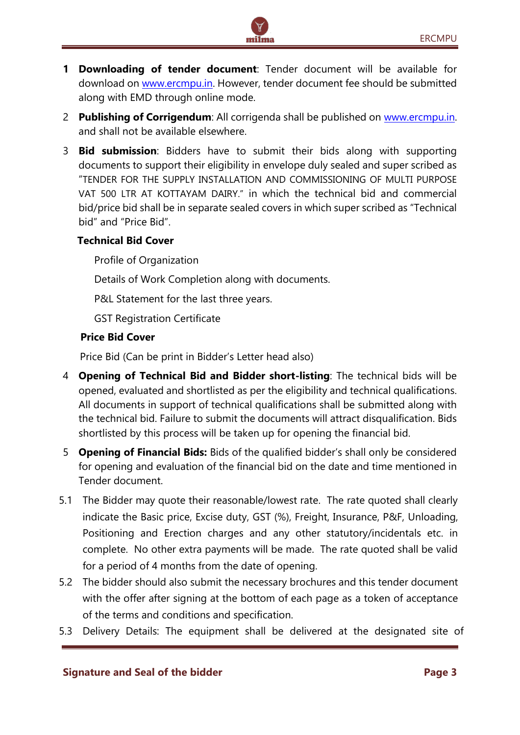1. **Downloading of tender document**: Tender document will be available for download on www.ercmpu.in. However, tender document fee should be submitted along with EMD through online mode.
2. **Publishing of Corrigendum**: All corrigenda shall be published on www.ercmpu.in. and shall not be available elsewhere.
3. **Bid submission**: Bidders have to submit their bids along with supporting documents to support their eligibility in envelope duly sealed and super scribed as "TENDER FOR THE SUPPLY INSTALLATION AND COMMISSIONING OF MULTI PURPOSE VAT 500 LTR AT KOTTAYAM DAIRY." in which the technical bid and commercial bid/price bid shall be in separate sealed covers in which super scribed as "Technical bid" and "Price Bid".

   **Technical Bid Cover**

   Profile of Organization

   Details of Work Completion along with documents.

   P&L Statement for the last three years.

   GST Registration Certificate

   **Price Bid Cover**

   Price Bid (Can be print in Bidder's Letter head also)
4. **Opening of Technical Bid and Bidder short-listing**: The technical bids will be opened, evaluated and shortlisted as per the eligibility and technical qualifications. All documents in support of technical qualifications shall be submitted along with the technical bid. Failure to submit the documents will attract disqualification. Bids shortlisted by this process will be taken up for opening the financial bid.
5. **Opening of Financial Bids:** Bids of the qualified bidder's shall only be considered for opening and evaluation of the financial bid on the date and time mentioned in Tender document.

5.1 The Bidder may quote their reasonable/lowest rate. The rate quoted shall clearly indicate the Basic price, Excise duty, GST (%), Freight, Insurance, P&F, Unloading, Positioning and Erection charges and any other statutory/incidentals etc. in complete. No other extra payments will be made. The rate quoted shall be valid for a period of 4 months from the date of opening.

5.2 The bidder should also submit the necessary brochures and this tender document with the offer after signing at the bottom of each page as a token of acceptance of the terms and conditions and specification.

5.3 Delivery Details: The equipment shall be delivered at the designated site of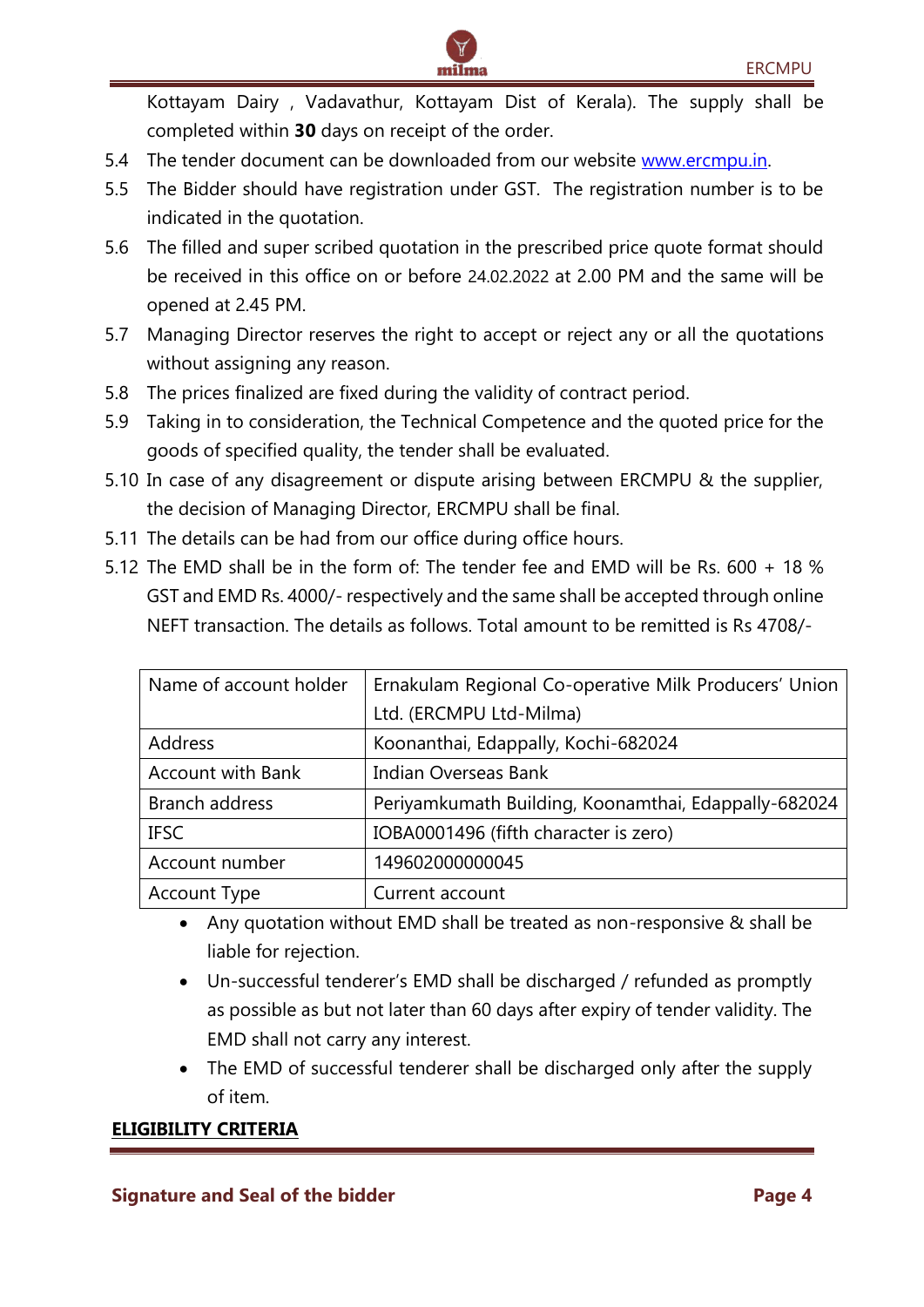Kottayam Dairy , Vadavathur, Kottayam Dist of Kerala). The supply shall be completed within **30** days on receipt of the order.

5.4 The tender document can be downloaded from our website [www.ercmpu.in](http://www.ercmpu.in).

5.5 The Bidder should have registration under GST. The registration number is to be indicated in the quotation.

5.6 The filled and super scribed quotation in the prescribed price quote format should be received in this office on or before 24.02.2022 at 2.00 PM and the same will be opened at 2.45 PM.

5.7 Managing Director reserves the right to accept or reject any or all the quotations without assigning any reason.

5.8 The prices finalized are fixed during the validity of contract period.

5.9 Taking in to consideration, the Technical Competence and the quoted price for the goods of specified quality, the tender shall be evaluated.

5.10 In case of any disagreement or dispute arising between ERCMPU & the supplier, the decision of Managing Director, ERCMPU shall be final.

5.11 The details can be had from our office during office hours.

5.12 The EMD shall be in the form of: The tender fee and EMD will be Rs. 600 + 18 % GST and EMD Rs. 4000/- respectively and the same shall be accepted through online NEFT transaction. The details as follows. Total amount to be remitted is Rs 4708/-

| Name of account holder | Ernakulam Regional Co-operative Milk Producers' Union Ltd. (ERCMPU Ltd-Milma) |
|---|---|
| Address | Koonanthai, Edappally, Kochi-682024 |
| Account with Bank | Indian Overseas Bank |
| Branch address | Periyamkumath Building, Koonamthai, Edappally-682024 |
| IFSC | IOBA0001496 (fifth character is zero) |
| Account number | 149602000000045 |
| Account Type | Current account |

- Any quotation without EMD shall be treated as non-responsive & shall be liable for rejection.
- Un-successful tenderer's EMD shall be discharged / refunded as promptly as possible as but not later than 60 days after expiry of tender validity. The EMD shall not carry any interest.
- The EMD of successful tenderer shall be discharged only after the supply of item.

**ELIGIBILITY CRITERIA**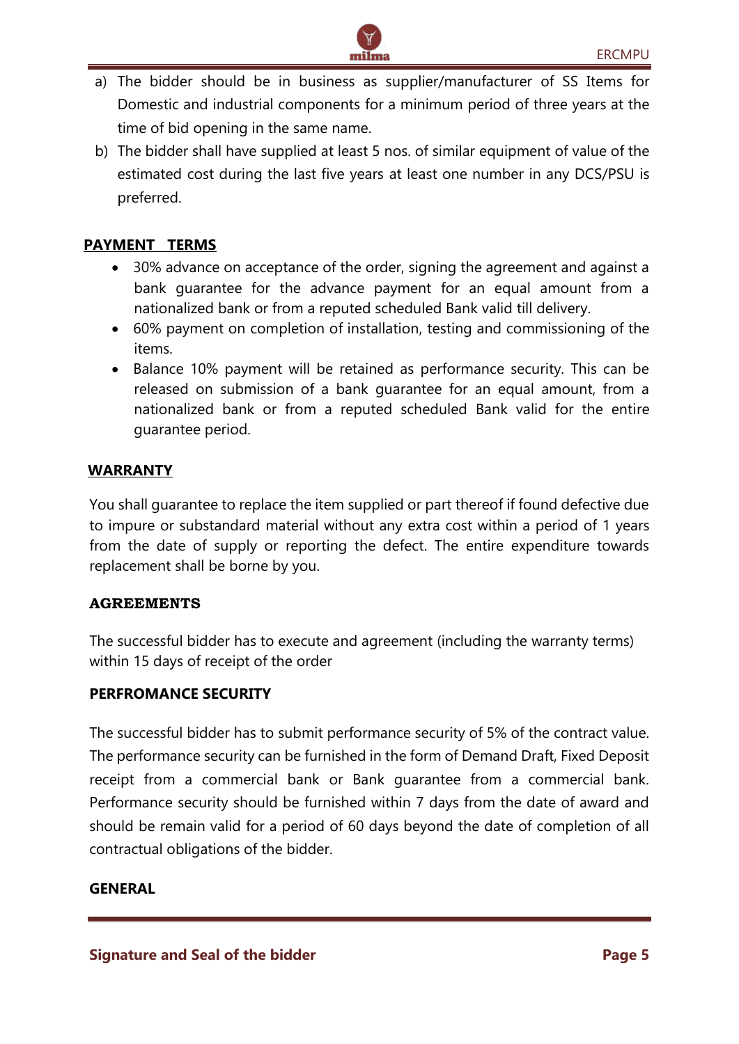a) The bidder should be in business as supplier/manufacturer of SS Items for Domestic and industrial components for a minimum period of three years at the time of bid opening in the same name.

b) The bidder shall have supplied at least 5 nos. of similar equipment of value of the estimated cost during the last five years at least one number in any DCS/PSU is preferred.

## PAYMENT TERMS

- 30% advance on acceptance of the order, signing the agreement and against a bank guarantee for the advance payment for an equal amount from a nationalized bank or from a reputed scheduled Bank valid till delivery.
- 60% payment on completion of installation, testing and commissioning of the items.
- Balance 10% payment will be retained as performance security. This can be released on submission of a bank guarantee for an equal amount, from a nationalized bank or from a reputed scheduled Bank valid for the entire guarantee period.

## WARRANTY

You shall guarantee to replace the item supplied or part thereof if found defective due to impure or substandard material without any extra cost within a period of 1 years from the date of supply or reporting the defect. The entire expenditure towards replacement shall be borne by you.

## AGREEMENTS

The successful bidder has to execute and agreement (including the warranty terms) within 15 days of receipt of the order

## PERFROMANCE SECURITY

The successful bidder has to submit performance security of 5% of the contract value. The performance security can be furnished in the form of Demand Draft, Fixed Deposit receipt from a commercial bank or Bank guarantee from a commercial bank. Performance security should be furnished within 7 days from the date of award and should be remain valid for a period of 60 days beyond the date of completion of all contractual obligations of the bidder.

## GENERAL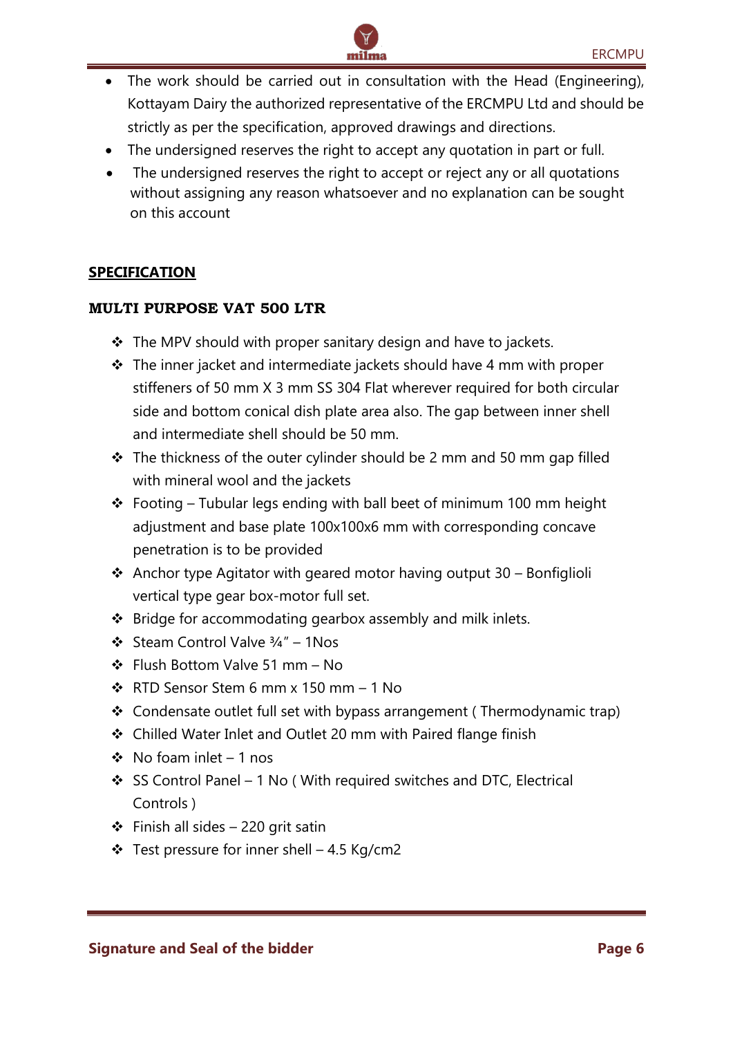- The work should be carried out in consultation with the Head (Engineering), Kottayam Dairy the authorized representative of the ERCMPU Ltd and should be strictly as per the specification, approved drawings and directions.
- The undersigned reserves the right to accept any quotation in part or full.
- The undersigned reserves the right to accept or reject any or all quotations without assigning any reason whatsoever and no explanation can be sought on this account

## SPECIFICATION

### MULTI PURPOSE VAT 500 LTR

- The MPV should with proper sanitary design and have to jackets.
- The inner jacket and intermediate jackets should have 4 mm with proper stiffeners of 50 mm X 3 mm SS 304 Flat wherever required for both circular side and bottom conical dish plate area also. The gap between inner shell and intermediate shell should be 50 mm.
- The thickness of the outer cylinder should be 2 mm and 50 mm gap filled with mineral wool and the jackets
- Footing – Tubular legs ending with ball beet of minimum 100 mm height adjustment and base plate 100x100x6 mm with corresponding concave penetration is to be provided
- Anchor type Agitator with geared motor having output 30 – Bonfiglioli vertical type gear box-motor full set.
- Bridge for accommodating gearbox assembly and milk inlets.
- Steam Control Valve ¾" – 1Nos
- Flush Bottom Valve 51 mm – No
- RTD Sensor Stem 6 mm x 150 mm – 1 No
- Condensate outlet full set with bypass arrangement ( Thermodynamic trap)
- Chilled Water Inlet and Outlet 20 mm with Paired flange finish
- No foam inlet – 1 nos
- SS Control Panel – 1 No ( With required switches and DTC, Electrical Controls )
- Finish all sides – 220 grit satin
- Test pressure for inner shell – 4.5 Kg/cm2

**Signature and Seal of the bidder**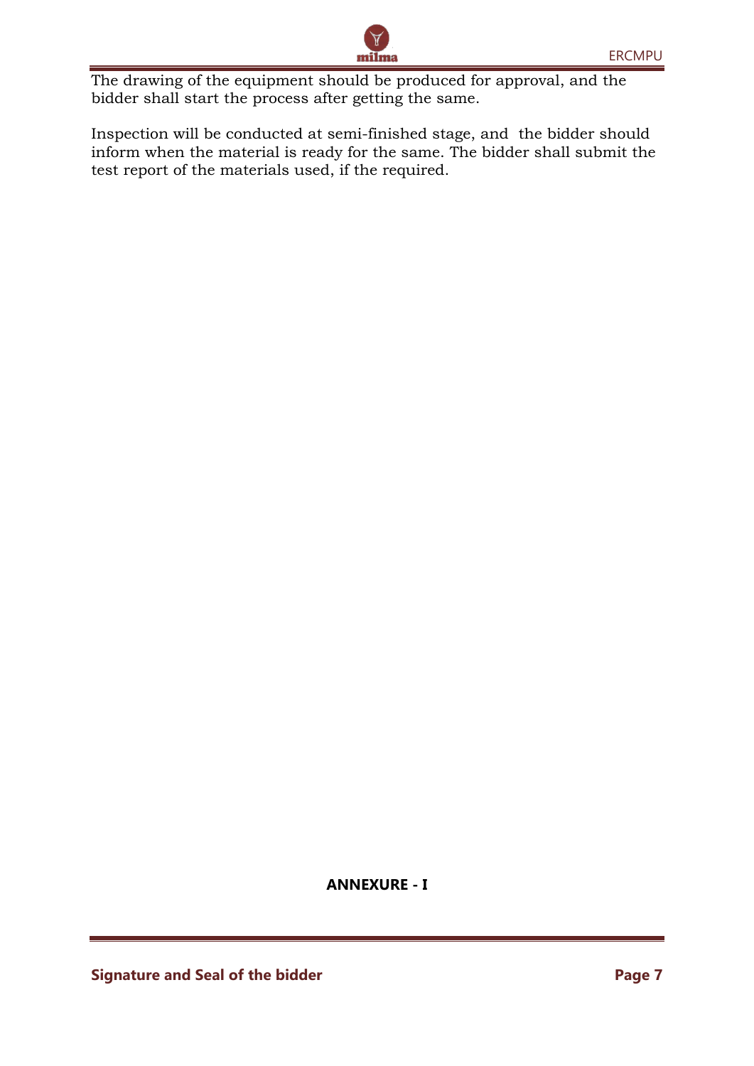The drawing of the equipment should be produced for approval, and the bidder shall start the process after getting the same.

Inspection will be conducted at semi-finished stage, and the bidder should inform when the material is ready for the same. The bidder shall submit the test report of the materials used, if the required.

**ANNEXURE - I**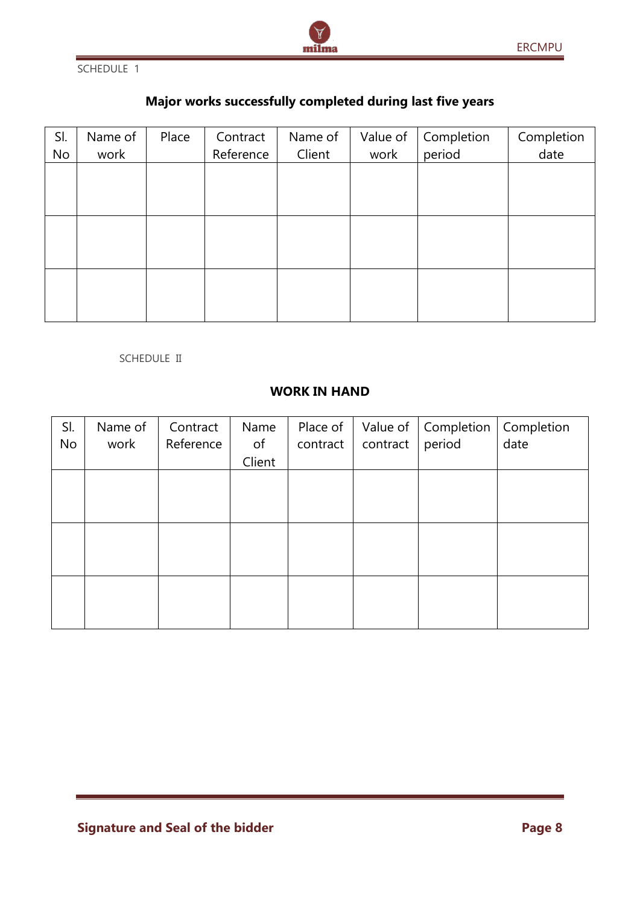SCHEDULE 1

## Major works successfully completed during last five years

| Sl. No | Name of work | Place | Contract Reference | Name of Client | Value of work | Completion period | Completion date |
|---|---|---|---|---|---|---|---|
| | | | | | | | |
| | | | | | | | |
| | | | | | | | |

SCHEDULE II

## WORK IN HAND

| Sl. No | Name of work | Contract Reference | Name of Client | Place of contract | Value of contract | Completion period | Completion date |
|---|---|---|---|---|---|---|---|
| | | | | | | | |
| | | | | | | | |
| | | | | | | | |

**Signature and Seal of the bidder**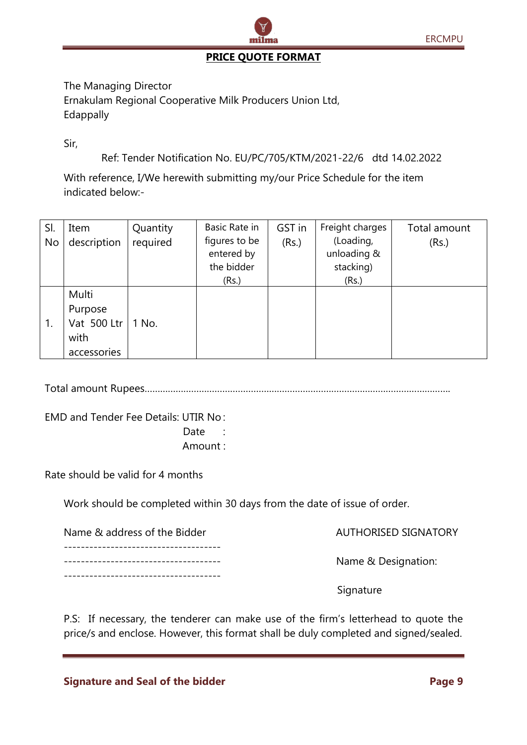## PRICE QUOTE FORMAT

The Managing Director
Ernakulam Regional Cooperative Milk Producers Union Ltd,
Edappally

Sir,

Ref: Tender Notification No. EU/PC/705/KTM/2021-22/6 dtd 14.02.2022

With reference, I/We herewith submitting my/our Price Schedule for the item indicated below:-

| Sl. No | Item description | Quantity required | Basic Rate in figures to be entered by the bidder (Rs.) | GST in (Rs.) | Freight charges (Loading, unloading & stacking) (Rs.) | Total amount (Rs.) |
|---|---|---|---|---|---|---|
| 1. | Multi Purpose Vat 500 Ltr with accessories | 1 No. | | | | |

Total amount Rupees……………………………………………………………………………………………………

EMD and Tender Fee Details: UTIR No :
Date :
Amount :

Rate should be valid for 4 months

Work should be completed within 30 days from the date of issue of order.

Name & address of the Bidder

-------------------------------------
-------------------------------------
-------------------------------------

AUTHORISED SIGNATORY

Name & Designation:

Signature

P.S: If necessary, the tenderer can make use of the firm's letterhead to quote the price/s and enclose. However, this format shall be duly completed and signed/sealed.

**Signature and Seal of the bidder**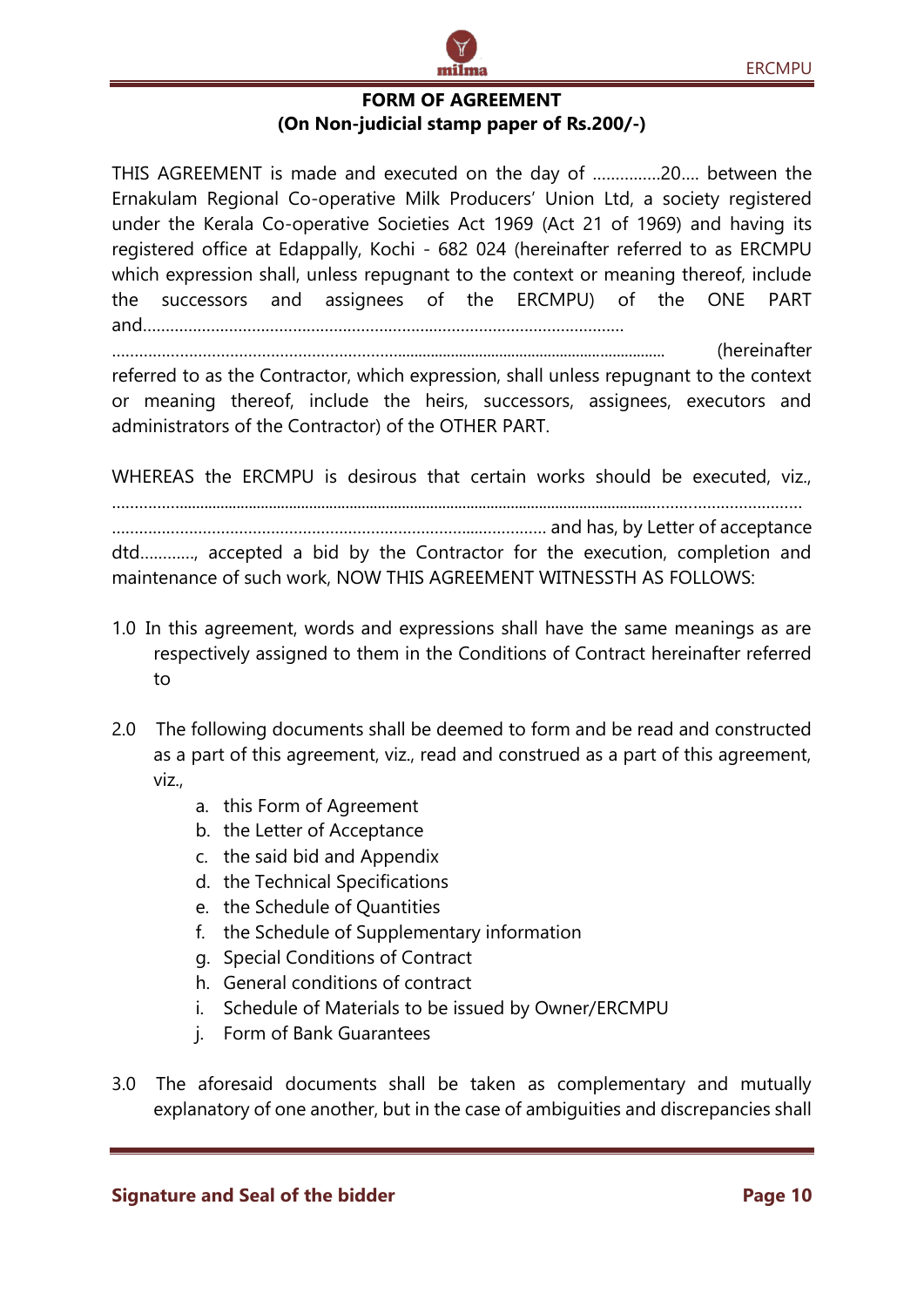**FORM OF AGREEMENT**
**(On Non-judicial stamp paper of Rs.200/-)**

THIS AGREEMENT is made and executed on the day of ……………20…. between the Ernakulam Regional Co-operative Milk Producers' Union Ltd, a society registered under the Kerala Co-operative Societies Act 1969 (Act 21 of 1969) and having its registered office at Edappally, Kochi - 682 024 (hereinafter referred to as ERCMPU which expression shall, unless repugnant to the context or meaning thereof, include the successors and assignees of the ERCMPU) of the ONE PART and…………………………………………………………………………………………………
…………………………………………………………………………………………………………… (hereinafter referred to as the Contractor, which expression, shall unless repugnant to the context or meaning thereof, include the heirs, successors, assignees, executors and administrators of the Contractor) of the OTHER PART.

WHEREAS the ERCMPU is desirous that certain works should be executed, viz., ……………………………………………………………………………………………………………………………………
…………………………………………………………………………………… and has, by Letter of acceptance dtd…………, accepted a bid by the Contractor for the execution, completion and maintenance of such work, NOW THIS AGREEMENT WITNESSTH AS FOLLOWS:

1.0 In this agreement, words and expressions shall have the same meanings as are respectively assigned to them in the Conditions of Contract hereinafter referred to

2.0 The following documents shall be deemed to form and be read and constructed as a part of this agreement, viz., read and construed as a part of this agreement, viz.,

a. this Form of Agreement
b. the Letter of Acceptance
c. the said bid and Appendix
d. the Technical Specifications
e. the Schedule of Quantities
f. the Schedule of Supplementary information
g. Special Conditions of Contract
h. General conditions of contract
i. Schedule of Materials to be issued by Owner/ERCMPU
j. Form of Bank Guarantees

3.0 The aforesaid documents shall be taken as complementary and mutually explanatory of one another, but in the case of ambiguities and discrepancies shall

**Signature and Seal of the bidder**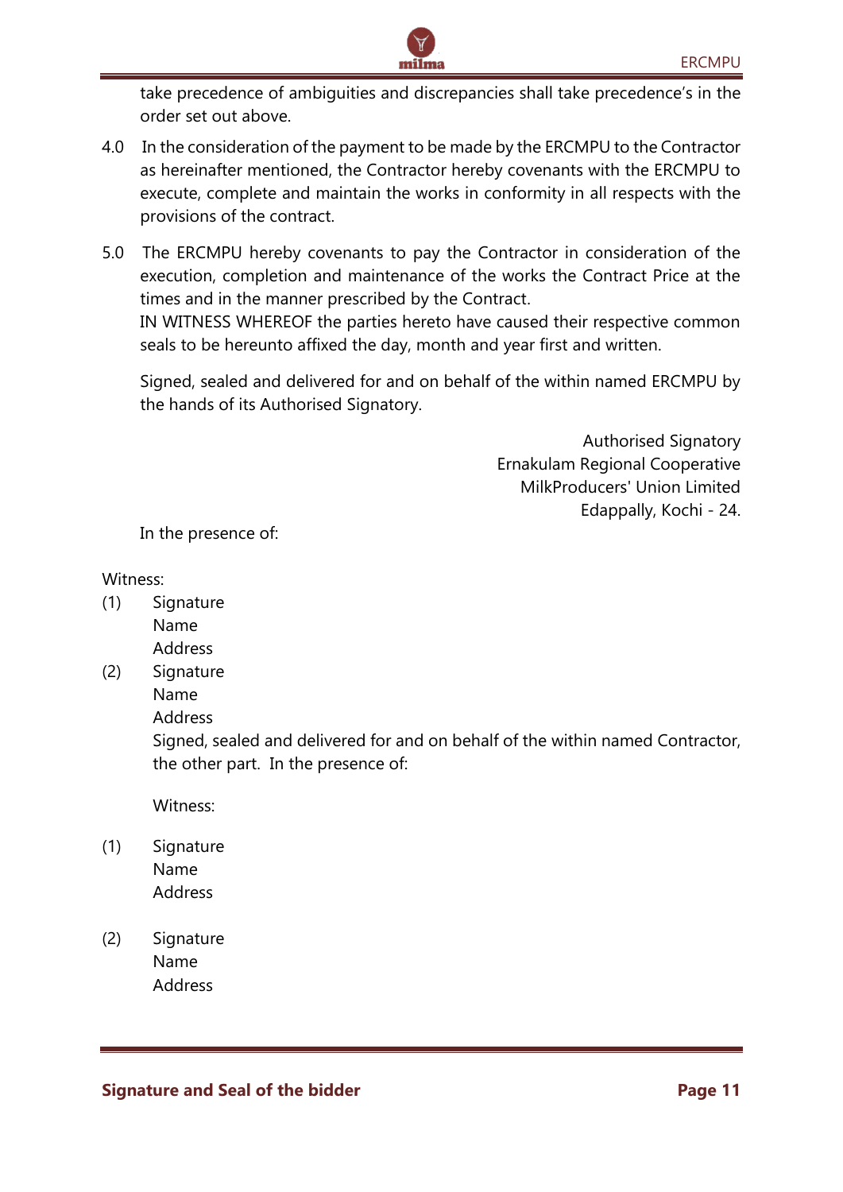take precedence of ambiguities and discrepancies shall take precedence's in the order set out above.

4.0 In the consideration of the payment to be made by the ERCMPU to the Contractor as hereinafter mentioned, the Contractor hereby covenants with the ERCMPU to execute, complete and maintain the works in conformity in all respects with the provisions of the contract.

5.0 The ERCMPU hereby covenants to pay the Contractor in consideration of the execution, completion and maintenance of the works the Contract Price at the times and in the manner prescribed by the Contract.
IN WITNESS WHEREOF the parties hereto have caused their respective common seals to be hereunto affixed the day, month and year first and written.

Signed, sealed and delivered for and on behalf of the within named ERCMPU by the hands of its Authorised Signatory.

Authorised Signatory
Ernakulam Regional Cooperative
MilkProducers' Union Limited
Edappally, Kochi - 24.

In the presence of:

Witness:

(1) Signature
Name
Address

(2) Signature
Name
Address

Signed, sealed and delivered for and on behalf of the within named Contractor, the other part. In the presence of:

Witness:

(1) Signature
Name
Address

(2) Signature
Name
Address

**Signature and Seal of the bidder**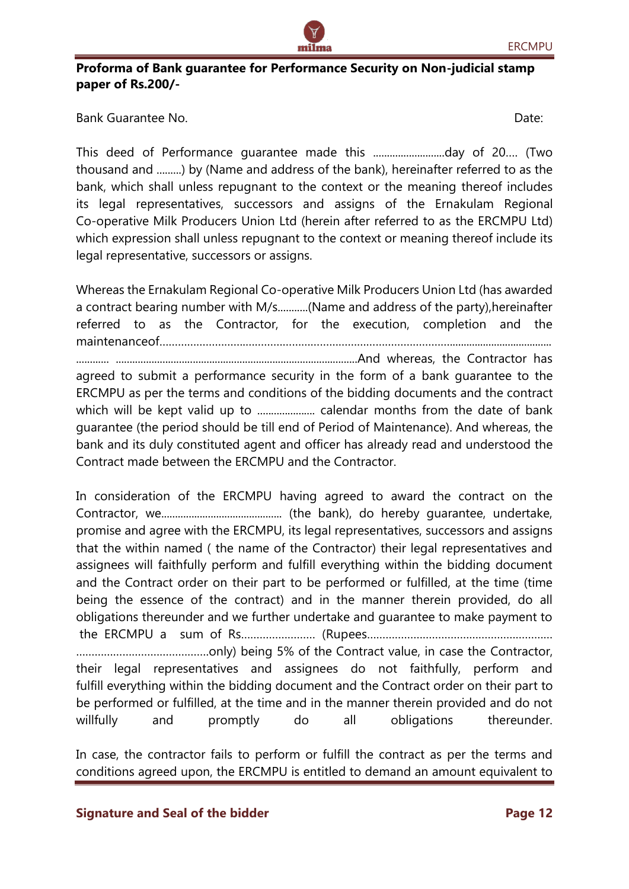**Proforma of Bank guarantee for Performance Security on Non-judicial stamp paper of Rs.200/-**

Bank Guarantee No. Date:

This deed of Performance guarantee made this ..........................day of 20.... (Two thousand and .........) by (Name and address of the bank), hereinafter referred to as the bank, which shall unless repugnant to the context or the meaning thereof includes its legal representatives, successors and assigns of the Ernakulam Regional Co-operative Milk Producers Union Ltd (herein after referred to as the ERCMPU Ltd) which expression shall unless repugnant to the context or meaning thereof include its legal representative, successors or assigns.

Whereas the Ernakulam Regional Co-operative Milk Producers Union Ltd (has awarded a contract bearing number with M/s...........(Name and address of the party),hereinafter referred to as the Contractor, for the execution, completion and the maintenanceof............................................................................................................................................ ............ ........................................................................................And whereas, the Contractor has agreed to submit a performance security in the form of a bank guarantee to the ERCMPU as per the terms and conditions of the bidding documents and the contract which will be kept valid up to ..................... calendar months from the date of bank guarantee (the period should be till end of Period of Maintenance). And whereas, the bank and its duly constituted agent and officer has already read and understood the Contract made between the ERCMPU and the Contractor.

In consideration of the ERCMPU having agreed to award the contract on the Contractor, we........................................... (the bank), do hereby guarantee, undertake, promise and agree with the ERCMPU, its legal representatives, successors and assigns that the within named ( the name of the Contractor) their legal representatives and assignees will faithfully perform and fulfill everything within the bidding document and the Contract order on their part to be performed or fulfilled, at the time (time being the essence of the contract) and in the manner therein provided, do all obligations thereunder and we further undertake and guarantee to make payment to the ERCMPU a sum of Rs........................ (Rupees............................................................ ...........................................only) being 5% of the Contract value, in case the Contractor, their legal representatives and assignees do not faithfully, perform and fulfill everything within the bidding document and the Contract order on their part to be performed or fulfilled, at the time and in the manner therein provided and do not willfully and promptly do all obligations thereunder.

In case, the contractor fails to perform or fulfill the contract as per the terms and conditions agreed upon, the ERCMPU is entitled to demand an amount equivalent to

**Signature and Seal of the bidder**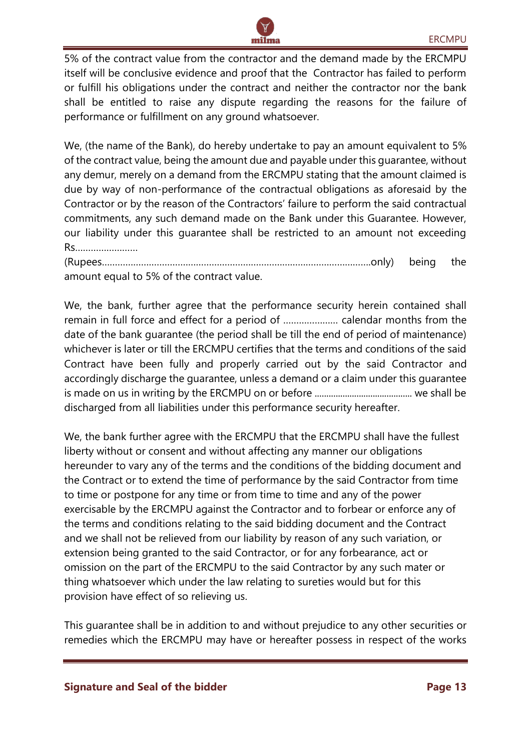5% of the contract value from the contractor and the demand made by the ERCMPU itself will be conclusive evidence and proof that the Contractor has failed to perform or fulfill his obligations under the contract and neither the contractor nor the bank shall be entitled to raise any dispute regarding the reasons for the failure of performance or fulfillment on any ground whatsoever.

We, (the name of the Bank), do hereby undertake to pay an amount equivalent to 5% of the contract value, being the amount due and payable under this guarantee, without any demur, merely on a demand from the ERCMPU stating that the amount claimed is due by way of non-performance of the contractual obligations as aforesaid by the Contractor or by the reason of the Contractors' failure to perform the said contractual commitments, any such demand made on the Bank under this Guarantee. However, our liability under this guarantee shall be restricted to an amount not exceeding Rs……………………
(Rupees……………………………………………………………………………………….only) being the amount equal to 5% of the contract value.

We, the bank, further agree that the performance security herein contained shall remain in full force and effect for a period of ………………… calendar months from the date of the bank guarantee (the period shall be till the end of period of maintenance) whichever is later or till the ERCMPU certifies that the terms and conditions of the said Contract have been fully and properly carried out by the said Contractor and accordingly discharge the guarantee, unless a demand or a claim under this guarantee is made on us in writing by the ERCMPU on or before …………………………………… we shall be discharged from all liabilities under this performance security hereafter.

We, the bank further agree with the ERCMPU that the ERCMPU shall have the fullest liberty without or consent and without affecting any manner our obligations hereunder to vary any of the terms and the conditions of the bidding document and the Contract or to extend the time of performance by the said Contractor from time to time or postpone for any time or from time to time and any of the power exercisable by the ERCMPU against the Contractor and to forbear or enforce any of the terms and conditions relating to the said bidding document and the Contract and we shall not be relieved from our liability by reason of any such variation, or extension being granted to the said Contractor, or for any forbearance, act or omission on the part of the ERCMPU to the said Contractor by any such mater or thing whatsoever which under the law relating to sureties would but for this provision have effect of so relieving us.

This guarantee shall be in addition to and without prejudice to any other securities or remedies which the ERCMPU may have or hereafter possess in respect of the works

**Signature and Seal of the bidder**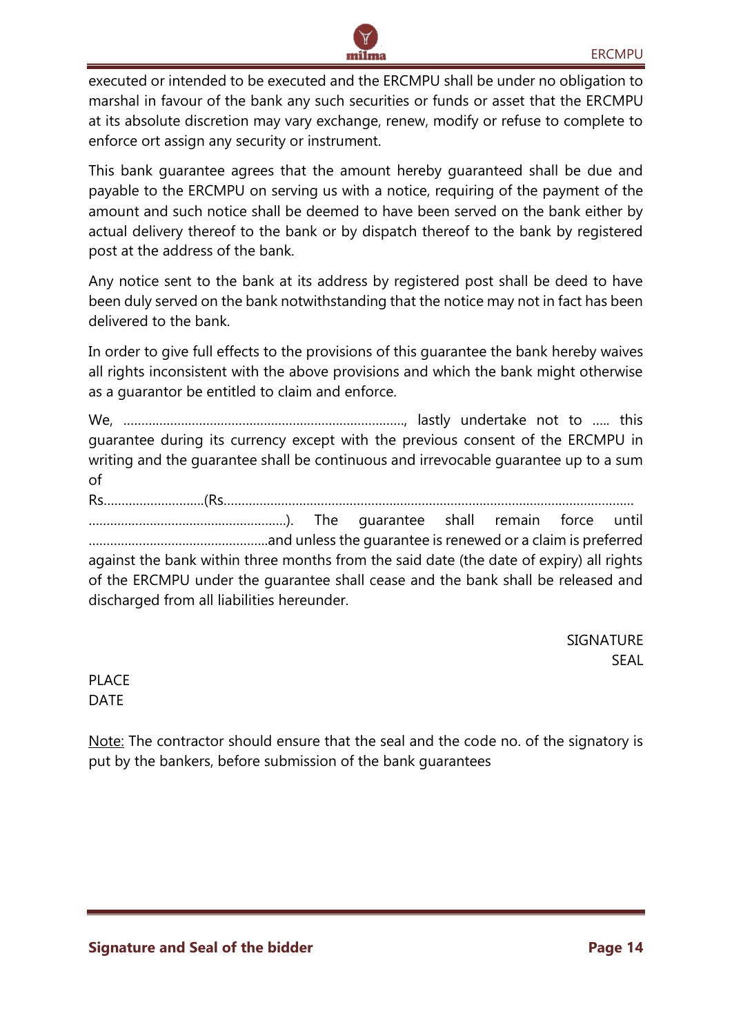executed or intended to be executed and the ERCMPU shall be under no obligation to marshal in favour of the bank any such securities or funds or asset that the ERCMPU at its absolute discretion may vary exchange, renew, modify or refuse to complete to enforce ort assign any security or instrument.

This bank guarantee agrees that the amount hereby guaranteed shall be due and payable to the ERCMPU on serving us with a notice, requiring of the payment of the amount and such notice shall be deemed to have been served on the bank either by actual delivery thereof to the bank or by dispatch thereof to the bank by registered post at the address of the bank.

Any notice sent to the bank at its address by registered post shall be deed to have been duly served on the bank notwithstanding that the notice may not in fact has been delivered to the bank.

In order to give full effects to the provisions of this guarantee the bank hereby waives all rights inconsistent with the above provisions and which the bank might otherwise as a guarantor be entitled to claim and enforce.

We, ……………………………………………………………………, lastly undertake not to ….. this guarantee during its currency except with the previous consent of the ERCMPU in writing and the guarantee shall be continuous and irrevocable guarantee up to a sum of Rs……………………….(Rs…………………………………………………………………………………………………… ……………………………………………….). The guarantee shall remain force until ……………………………………………and unless the guarantee is renewed or a claim is preferred against the bank within three months from the said date (the date of expiry) all rights of the ERCMPU under the guarantee shall cease and the bank shall be released and discharged from all liabilities hereunder.

SIGNATURE
SEAL

PLACE
DATE

Note: The contractor should ensure that the seal and the code no. of the signatory is put by the bankers, before submission of the bank guarantees